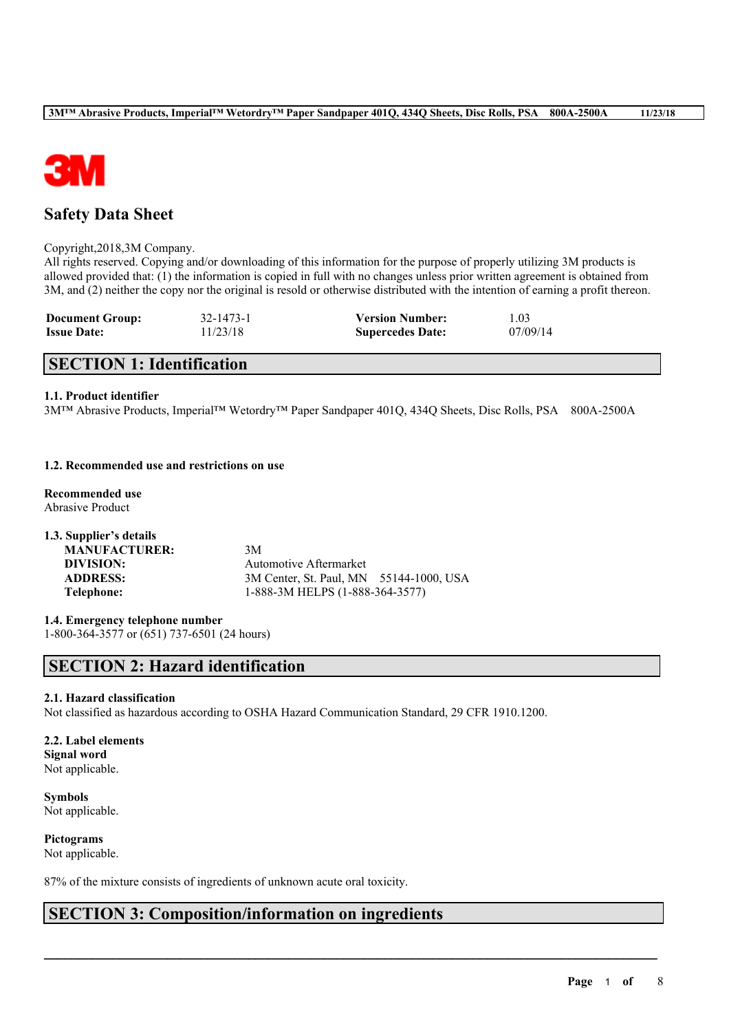# Safety Data Sheet

Copyright,2018,3M Company.
All rights reserved. Copying and/or downloading of this information for the purpose of properly utilizing 3M products is allowed provided that: (1) the information is copied in full with no changes unless prior written agreement is obtained from 3M, and (2) neither the copy nor the original is resold or otherwise distributed with the intention of earning a profit thereon.

| | | | |
|---|---|---|---|
| **Document Group:** | 32-1473-1 | **Version Number:** | 1.03 |
| **Issue Date:** | 11/23/18 | **Supercedes Date:** | 07/09/14 |

## SECTION 1: Identification

### 1.1. Product identifier

3M™ Abrasive Products, Imperial™ Wetordry™ Paper Sandpaper 401Q, 434Q Sheets, Disc Rolls, PSA 800A-2500A

### 1.2. Recommended use and restrictions on use

**Recommended use**
Abrasive Product

### 1.3. Supplier's details

| | |
|---|---|
| **MANUFACTURER:** | 3M |
| **DIVISION:** | Automotive Aftermarket |
| **ADDRESS:** | 3M Center, St. Paul, MN 55144-1000, USA |
| **Telephone:** | 1-888-3M HELPS (1-888-364-3577) |

### 1.4. Emergency telephone number

1-800-364-3577 or (651) 737-6501 (24 hours)

## SECTION 2: Hazard identification

### 2.1. Hazard classification

Not classified as hazardous according to OSHA Hazard Communication Standard, 29 CFR 1910.1200.

### 2.2. Label elements

**Signal word**
Not applicable.

**Symbols**
Not applicable.

**Pictograms**
Not applicable.

87% of the mixture consists of ingredients of unknown acute oral toxicity.

## SECTION 3: Composition/information on ingredients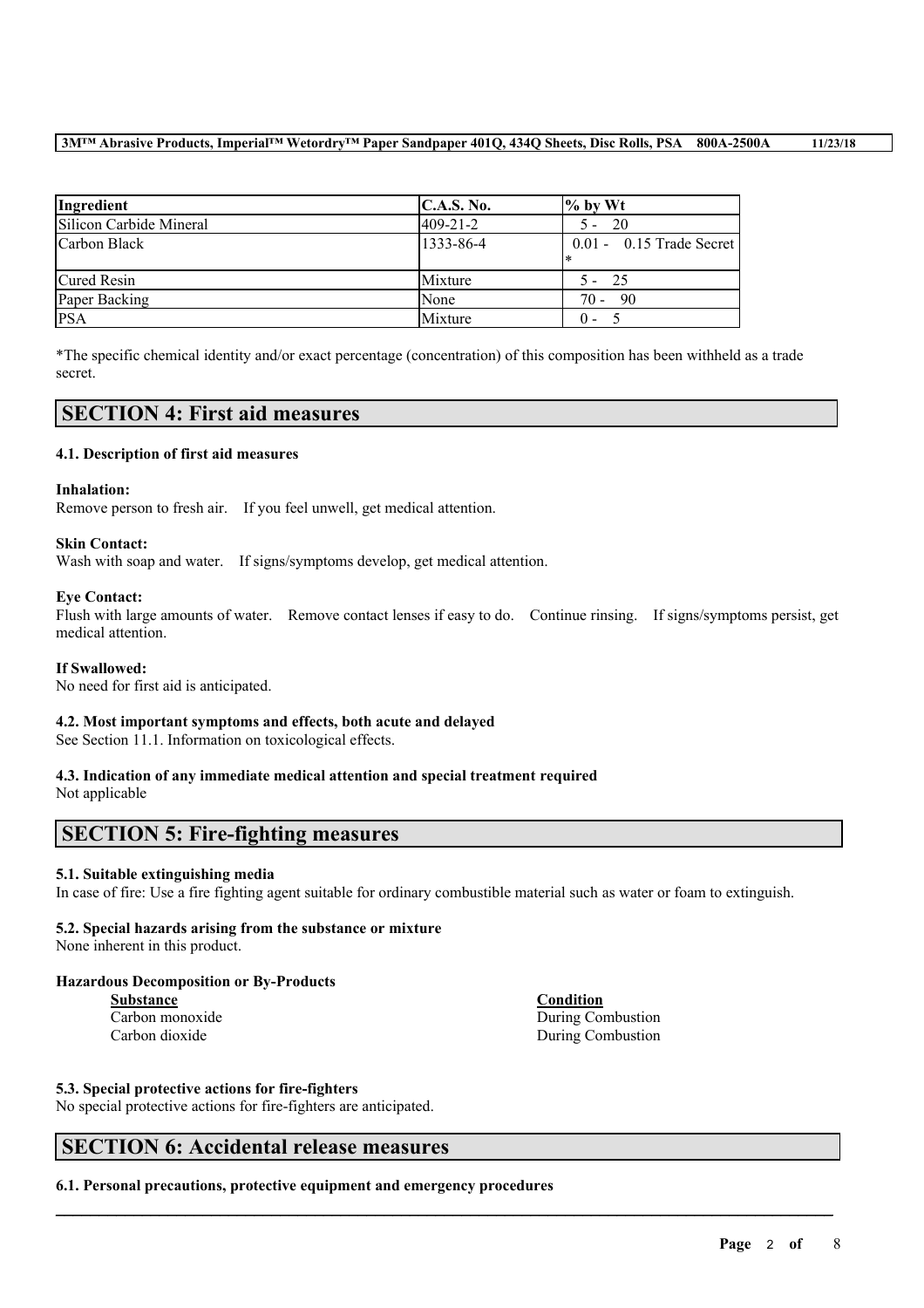| Ingredient | C.A.S. No. | % by Wt |
| --- | --- | --- |
| Silicon Carbide Mineral | 409-21-2 | 5 - 20 |
| Carbon Black | 1333-86-4 | 0.01 - 0.15 Trade Secret * |
| Cured Resin | Mixture | 5 - 25 |
| Paper Backing | None | 70 - 90 |
| PSA | Mixture | 0 - 5 |

*The specific chemical identity and/or exact percentage (concentration) of this composition has been withheld as a trade secret.

## SECTION 4: First aid measures

### 4.1. Description of first aid measures

**Inhalation:**
Remove person to fresh air. If you feel unwell, get medical attention.

**Skin Contact:**
Wash with soap and water. If signs/symptoms develop, get medical attention.

**Eye Contact:**
Flush with large amounts of water. Remove contact lenses if easy to do. Continue rinsing. If signs/symptoms persist, get medical attention.

**If Swallowed:**
No need for first aid is anticipated.

### 4.2. Most important symptoms and effects, both acute and delayed

See Section 11.1. Information on toxicological effects.

### 4.3. Indication of any immediate medical attention and special treatment required

Not applicable

## SECTION 5: Fire-fighting measures

### 5.1. Suitable extinguishing media

In case of fire: Use a fire fighting agent suitable for ordinary combustible material such as water or foam to extinguish.

### 5.2. Special hazards arising from the substance or mixture

None inherent in this product.

**Hazardous Decomposition or By-Products**

| Substance | Condition |
| --- | --- |
| Carbon monoxide | During Combustion |
| Carbon dioxide | During Combustion |

### 5.3. Special protective actions for fire-fighters

No special protective actions for fire-fighters are anticipated.

## SECTION 6: Accidental release measures

### 6.1. Personal precautions, protective equipment and emergency procedures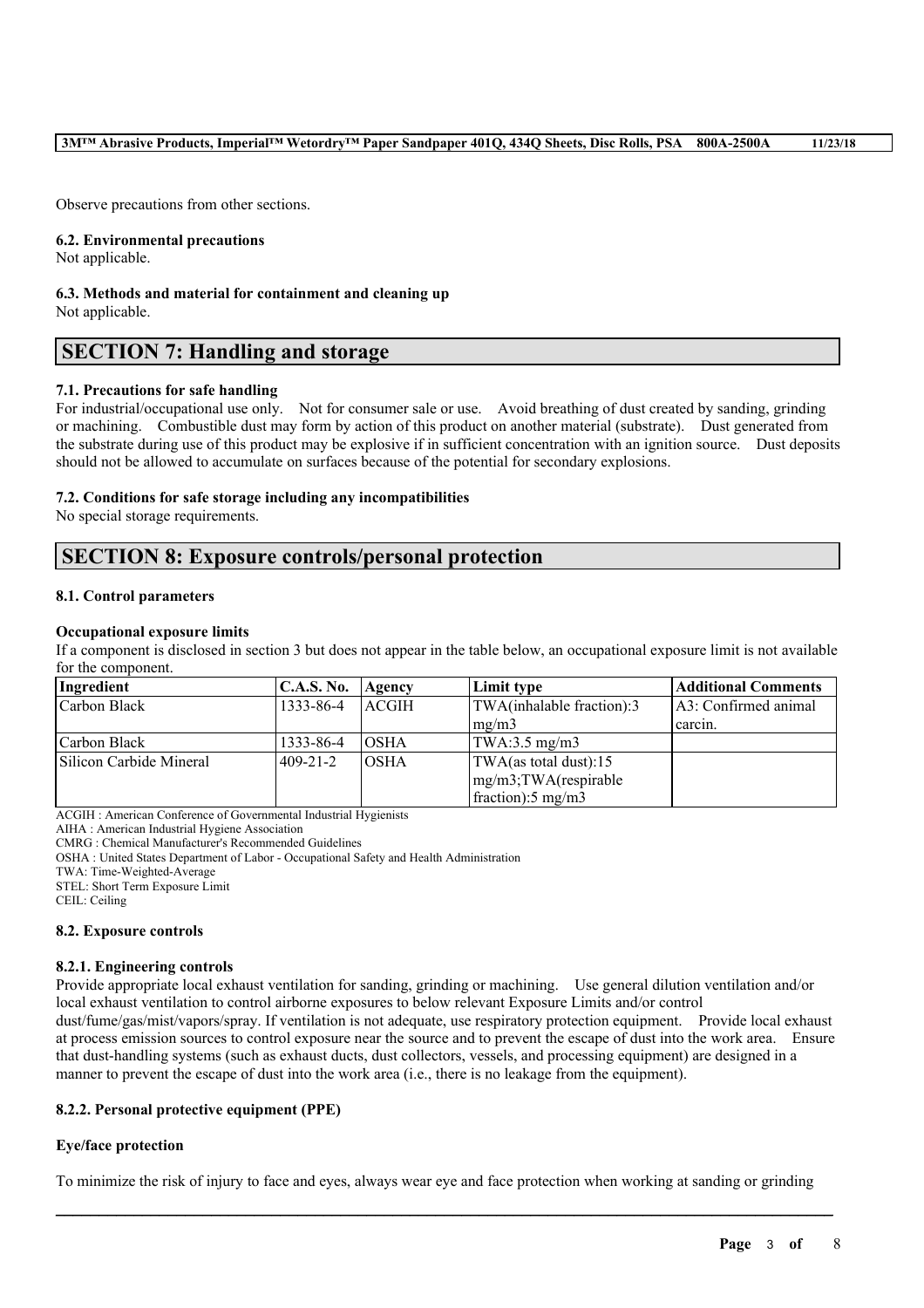Observe precautions from other sections.

**6.2. Environmental precautions**

Not applicable.

**6.3. Methods and material for containment and cleaning up**

Not applicable.

## SECTION 7: Handling and storage

**7.1. Precautions for safe handling**

For industrial/occupational use only. Not for consumer sale or use. Avoid breathing of dust created by sanding, grinding or machining. Combustible dust may form by action of this product on another material (substrate). Dust generated from the substrate during use of this product may be explosive if in sufficient concentration with an ignition source. Dust deposits should not be allowed to accumulate on surfaces because of the potential for secondary explosions.

**7.2. Conditions for safe storage including any incompatibilities**

No special storage requirements.

## SECTION 8: Exposure controls/personal protection

**8.1. Control parameters**

**Occupational exposure limits**

If a component is disclosed in section 3 but does not appear in the table below, an occupational exposure limit is not available for the component.

| Ingredient | C.A.S. No. | Agency | Limit type | Additional Comments |
|---|---|---|---|---|
| Carbon Black | 1333-86-4 | ACGIH | TWA(inhalable fraction):3 mg/m3 | A3: Confirmed animal carcin. |
| Carbon Black | 1333-86-4 | OSHA | TWA:3.5 mg/m3 | |
| Silicon Carbide Mineral | 409-21-2 | OSHA | TWA(as total dust):15 mg/m3;TWA(respirable fraction):5 mg/m3 | |

ACGIH : American Conference of Governmental Industrial Hygienists
AIHA : American Industrial Hygiene Association
CMRG : Chemical Manufacturer's Recommended Guidelines
OSHA : United States Department of Labor - Occupational Safety and Health Administration
TWA: Time-Weighted-Average
STEL: Short Term Exposure Limit
CEIL: Ceiling

**8.2. Exposure controls**

**8.2.1. Engineering controls**

Provide appropriate local exhaust ventilation for sanding, grinding or machining. Use general dilution ventilation and/or local exhaust ventilation to control airborne exposures to below relevant Exposure Limits and/or control dust/fume/gas/mist/vapors/spray. If ventilation is not adequate, use respiratory protection equipment. Provide local exhaust at process emission sources to control exposure near the source and to prevent the escape of dust into the work area. Ensure that dust-handling systems (such as exhaust ducts, dust collectors, vessels, and processing equipment) are designed in a manner to prevent the escape of dust into the work area (i.e., there is no leakage from the equipment).

**8.2.2. Personal protective equipment (PPE)**

**Eye/face protection**

To minimize the risk of injury to face and eyes, always wear eye and face protection when working at sanding or grinding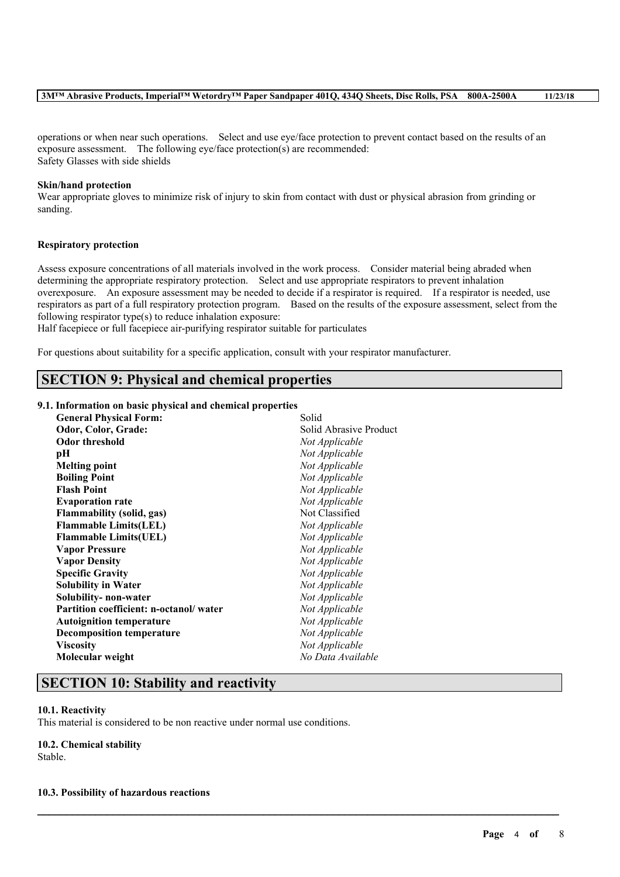operations or when near such operations. Select and use eye/face protection to prevent contact based on the results of an exposure assessment. The following eye/face protection(s) are recommended:
Safety Glasses with side shields

**Skin/hand protection**
Wear appropriate gloves to minimize risk of injury to skin from contact with dust or physical abrasion from grinding or sanding.

**Respiratory protection**

Assess exposure concentrations of all materials involved in the work process. Consider material being abraded when determining the appropriate respiratory protection. Select and use appropriate respirators to prevent inhalation overexposure. An exposure assessment may be needed to decide if a respirator is required. If a respirator is needed, use respirators as part of a full respiratory protection program. Based on the results of the exposure assessment, select from the following respirator type(s) to reduce inhalation exposure:
Half facepiece or full facepiece air-purifying respirator suitable for particulates

For questions about suitability for a specific application, consult with your respirator manufacturer.

## SECTION 9: Physical and chemical properties

**9.1. Information on basic physical and chemical properties**

| | |
|---|---|
| **General Physical Form:** | Solid |
| **Odor, Color, Grade:** | Solid Abrasive Product |
| **Odor threshold** | *Not Applicable* |
| **pH** | *Not Applicable* |
| **Melting point** | *Not Applicable* |
| **Boiling Point** | *Not Applicable* |
| **Flash Point** | *Not Applicable* |
| **Evaporation rate** | *Not Applicable* |
| **Flammability (solid, gas)** | Not Classified |
| **Flammable Limits(LEL)** | *Not Applicable* |
| **Flammable Limits(UEL)** | *Not Applicable* |
| **Vapor Pressure** | *Not Applicable* |
| **Vapor Density** | *Not Applicable* |
| **Specific Gravity** | *Not Applicable* |
| **Solubility in Water** | *Not Applicable* |
| **Solubility- non-water** | *Not Applicable* |
| **Partition coefficient: n-octanol/ water** | *Not Applicable* |
| **Autoignition temperature** | *Not Applicable* |
| **Decomposition temperature** | *Not Applicable* |
| **Viscosity** | *Not Applicable* |
| **Molecular weight** | *No Data Available* |

## SECTION 10: Stability and reactivity

**10.1. Reactivity**
This material is considered to be non reactive under normal use conditions.

**10.2. Chemical stability**
Stable.

**10.3. Possibility of hazardous reactions**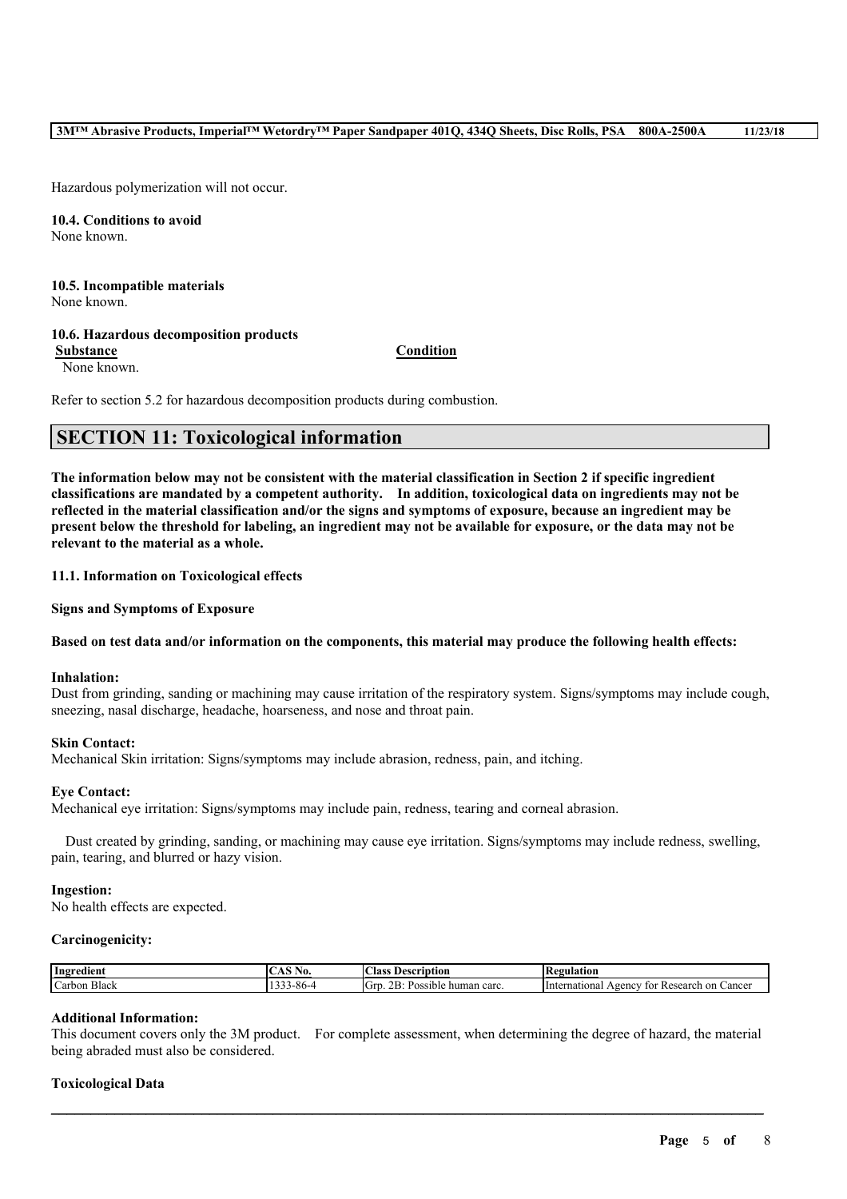Hazardous polymerization will not occur.

**10.4. Conditions to avoid**
None known.

**10.5. Incompatible materials**
None known.

**10.6. Hazardous decomposition products**

| Substance | Condition |
|---|---|
| None known. | |

Refer to section 5.2 for hazardous decomposition products during combustion.

## SECTION 11: Toxicological information

**The information below may not be consistent with the material classification in Section 2 if specific ingredient classifications are mandated by a competent authority. In addition, toxicological data on ingredients may not be reflected in the material classification and/or the signs and symptoms of exposure, because an ingredient may be present below the threshold for labeling, an ingredient may not be available for exposure, or the data may not be relevant to the material as a whole.**

**11.1. Information on Toxicological effects**

**Signs and Symptoms of Exposure**

**Based on test data and/or information on the components, this material may produce the following health effects:**

**Inhalation:**
Dust from grinding, sanding or machining may cause irritation of the respiratory system. Signs/symptoms may include cough, sneezing, nasal discharge, headache, hoarseness, and nose and throat pain.

**Skin Contact:**
Mechanical Skin irritation: Signs/symptoms may include abrasion, redness, pain, and itching.

**Eye Contact:**
Mechanical eye irritation: Signs/symptoms may include pain, redness, tearing and corneal abrasion.

Dust created by grinding, sanding, or machining may cause eye irritation. Signs/symptoms may include redness, swelling, pain, tearing, and blurred or hazy vision.

**Ingestion:**
No health effects are expected.

**Carcinogenicity:**

| Ingredient | CAS No. | Class Description | Regulation |
|---|---|---|---|
| Carbon Black | 1333-86-4 | Grp. 2B: Possible human carc. | International Agency for Research on Cancer |

**Additional Information:**
This document covers only the 3M product. For complete assessment, when determining the degree of hazard, the material being abraded must also be considered.

**Toxicological Data**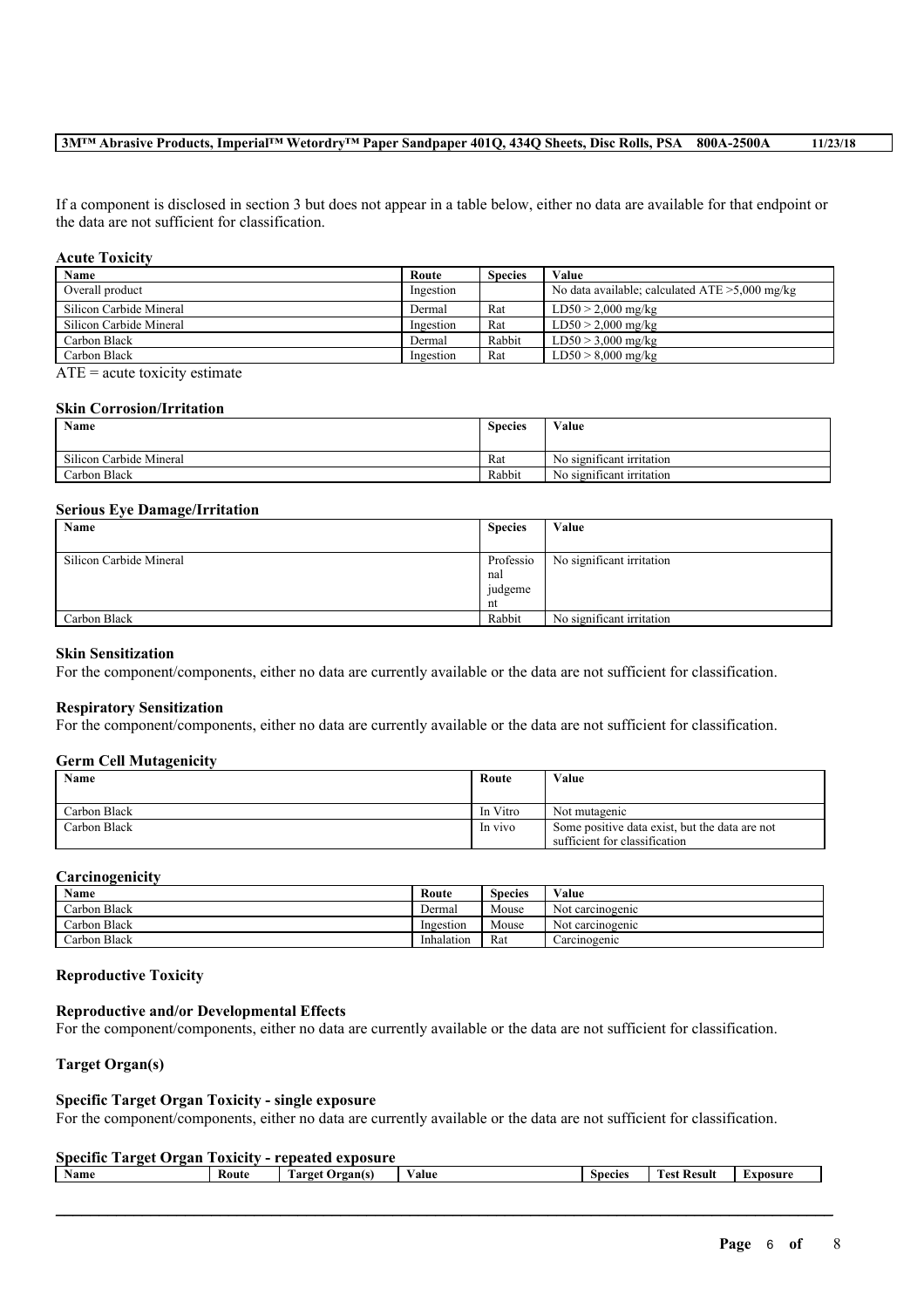If a component is disclosed in section 3 but does not appear in a table below, either no data are available for that endpoint or the data are not sufficient for classification.

**Acute Toxicity**

| Name | Route | Species | Value |
| --- | --- | --- | --- |
| Overall product | Ingestion | | No data available; calculated ATE >5,000 mg/kg |
| Silicon Carbide Mineral | Dermal | Rat | LD50 > 2,000 mg/kg |
| Silicon Carbide Mineral | Ingestion | Rat | LD50 > 2,000 mg/kg |
| Carbon Black | Dermal | Rabbit | LD50 > 3,000 mg/kg |
| Carbon Black | Ingestion | Rat | LD50 > 8,000 mg/kg |

ATE = acute toxicity estimate

**Skin Corrosion/Irritation**

| Name | Species | Value |
| --- | --- | --- |
| Silicon Carbide Mineral | Rat | No significant irritation |
| Carbon Black | Rabbit | No significant irritation |

**Serious Eye Damage/Irritation**

| Name | Species | Value |
| --- | --- | --- |
| Silicon Carbide Mineral | Professional judgement | No significant irritation |
| Carbon Black | Rabbit | No significant irritation |

**Skin Sensitization**

For the component/components, either no data are currently available or the data are not sufficient for classification.

**Respiratory Sensitization**

For the component/components, either no data are currently available or the data are not sufficient for classification.

**Germ Cell Mutagenicity**

| Name | Route | Value |
| --- | --- | --- |
| Carbon Black | In Vitro | Not mutagenic |
| Carbon Black | In vivo | Some positive data exist, but the data are not sufficient for classification |

**Carcinogenicity**

| Name | Route | Species | Value |
| --- | --- | --- | --- |
| Carbon Black | Dermal | Mouse | Not carcinogenic |
| Carbon Black | Ingestion | Mouse | Not carcinogenic |
| Carbon Black | Inhalation | Rat | Carcinogenic |

**Reproductive Toxicity**

**Reproductive and/or Developmental Effects**

For the component/components, either no data are currently available or the data are not sufficient for classification.

**Target Organ(s)**

**Specific Target Organ Toxicity - single exposure**

For the component/components, either no data are currently available or the data are not sufficient for classification.

**Specific Target Organ Toxicity - repeated exposure**

| Name | Route | Target Organ(s) | Value | Species | Test Result | Exposure |
| --- | --- | --- | --- | --- | --- | --- |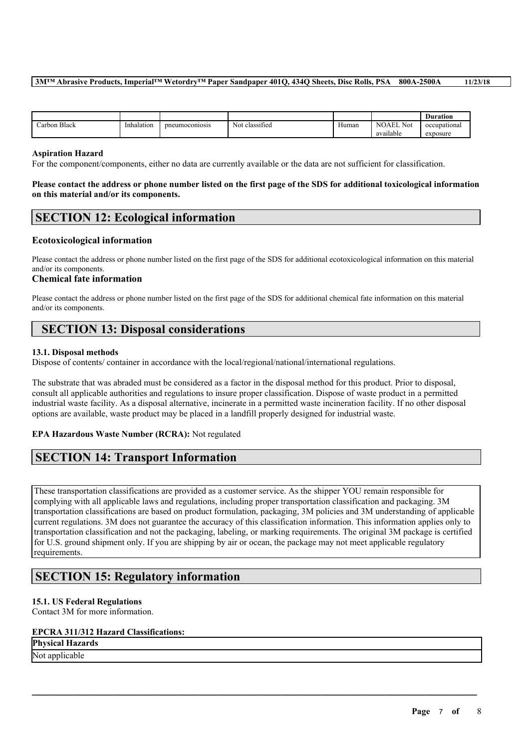| | | | | | | Duration |
|---|---|---|---|---|---|---|
| Carbon Black | Inhalation | pneumoconiosis | Not classified | Human | NOAEL Not available | occupational exposure |

**Aspiration Hazard**

For the component/components, either no data are currently available or the data are not sufficient for classification.

**Please contact the address or phone number listed on the first page of the SDS for additional toxicological information on this material and/or its components.**

## SECTION 12: Ecological information

### Ecotoxicological information

Please contact the address or phone number listed on the first page of the SDS for additional ecotoxicological information on this material and/or its components.

### Chemical fate information

Please contact the address or phone number listed on the first page of the SDS for additional chemical fate information on this material and/or its components.

## SECTION 13: Disposal considerations

**13.1. Disposal methods**

Dispose of contents/ container in accordance with the local/regional/national/international regulations.

The substrate that was abraded must be considered as a factor in the disposal method for this product. Prior to disposal, consult all applicable authorities and regulations to insure proper classification. Dispose of waste product in a permitted industrial waste facility. As a disposal alternative, incinerate in a permitted waste incineration facility. If no other disposal options are available, waste product may be placed in a landfill properly designed for industrial waste.

**EPA Hazardous Waste Number (RCRA):** Not regulated

## SECTION 14: Transport Information

These transportation classifications are provided as a customer service. As the shipper YOU remain responsible for complying with all applicable laws and regulations, including proper transportation classification and packaging. 3M transportation classifications are based on product formulation, packaging, 3M policies and 3M understanding of applicable current regulations. 3M does not guarantee the accuracy of this classification information. This information applies only to transportation classification and not the packaging, labeling, or marking requirements. The original 3M package is certified for U.S. ground shipment only. If you are shipping by air or ocean, the package may not meet applicable regulatory requirements.

## SECTION 15: Regulatory information

**15.1. US Federal Regulations**

Contact 3M for more information.

**EPCRA 311/312 Hazard Classifications:**

| Physical Hazards |
|---|
| Not applicable |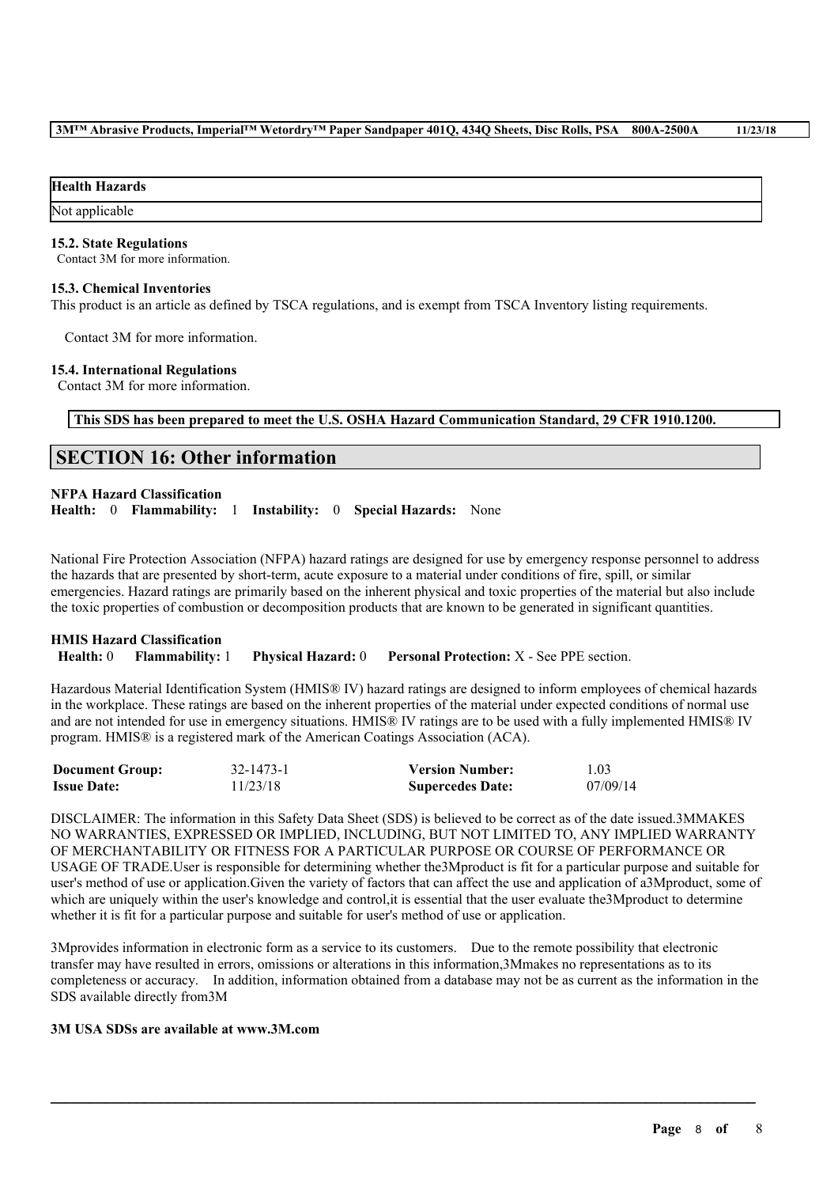| Health Hazards |
| --- |
| Not applicable |

**15.2. State Regulations**

Contact 3M for more information.

**15.3. Chemical Inventories**

This product is an article as defined by TSCA regulations, and is exempt from TSCA Inventory listing requirements.

Contact 3M for more information.

**15.4. International Regulations**

Contact 3M for more information.

**This SDS has been prepared to meet the U.S. OSHA Hazard Communication Standard, 29 CFR 1910.1200.**

## SECTION 16: Other information

**NFPA Hazard Classification**

**Health:** 0 **Flammability:** 1 **Instability:** 0 **Special Hazards:** None

National Fire Protection Association (NFPA) hazard ratings are designed for use by emergency response personnel to address the hazards that are presented by short-term, acute exposure to a material under conditions of fire, spill, or similar emergencies. Hazard ratings are primarily based on the inherent physical and toxic properties of the material but also include the toxic properties of combustion or decomposition products that are known to be generated in significant quantities.

**HMIS Hazard Classification**

**Health:** 0 **Flammability:** 1 **Physical Hazard:** 0 **Personal Protection:** X - See PPE section.

Hazardous Material Identification System (HMIS® IV) hazard ratings are designed to inform employees of chemical hazards in the workplace. These ratings are based on the inherent properties of the material under expected conditions of normal use and are not intended for use in emergency situations. HMIS® IV ratings are to be used with a fully implemented HMIS® IV program. HMIS® is a registered mark of the American Coatings Association (ACA).

| | | | |
| --- | --- | --- | --- |
| **Document Group:** | 32-1473-1 | **Version Number:** | 1.03 |
| **Issue Date:** | 11/23/18 | **Supercedes Date:** | 07/09/14 |

DISCLAIMER: The information in this Safety Data Sheet (SDS) is believed to be correct as of the date issued.3MMAKES NO WARRANTIES, EXPRESSED OR IMPLIED, INCLUDING, BUT NOT LIMITED TO, ANY IMPLIED WARRANTY OF MERCHANTABILITY OR FITNESS FOR A PARTICULAR PURPOSE OR COURSE OF PERFORMANCE OR USAGE OF TRADE.User is responsible for determining whether the3Mproduct is fit for a particular purpose and suitable for user's method of use or application.Given the variety of factors that can affect the use and application of a3Mproduct, some of which are uniquely within the user's knowledge and control,it is essential that the user evaluate the3Mproduct to determine whether it is fit for a particular purpose and suitable for user's method of use or application.

3Mprovides information in electronic form as a service to its customers. Due to the remote possibility that electronic transfer may have resulted in errors, omissions or alterations in this information,3Mmakes no representations as to its completeness or accuracy. In addition, information obtained from a database may not be as current as the information in the SDS available directly from3M

**3M USA SDSs are available at www.3M.com**